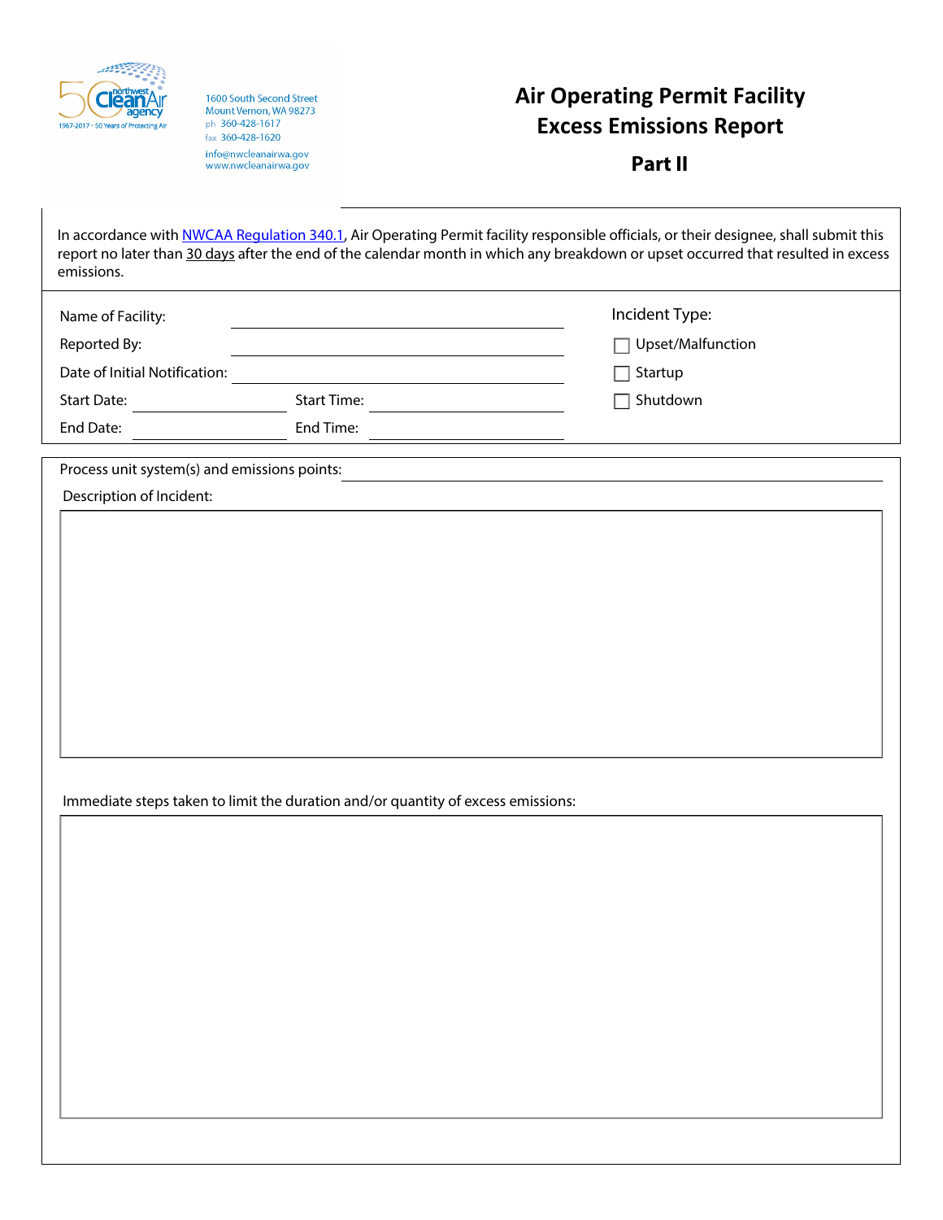northwest Clean Air agency
1967-2017 · 50 Years of Protecting Air

1600 South Second Street
Mount Vernon, WA 98273
ph 360-428-1617
fax 360-428-1620
info@nwcleanairwa.gov
www.nwcleanairwa.gov

# Air Operating Permit Facility Excess Emissions Report

## Part II

In accordance with NWCAA Regulation 340.1, Air Operating Permit facility responsible officials, or their designee, shall submit this report no later than 30 days after the end of the calendar month in which any breakdown or upset occurred that resulted in excess emissions.

Name of Facility: ______________________

Reported By: ______________________

Date of Initial Notification: ______________________

Start Date: ____________ Start Time: ____________

End Date: ____________ End Time: ____________

Incident Type:

- ☐ Upset/Malfunction
- ☐ Startup
- ☐ Shutdown

Process unit system(s) and emissions points: ______________________

Description of Incident:

Immediate steps taken to limit the duration and/or quantity of excess emissions: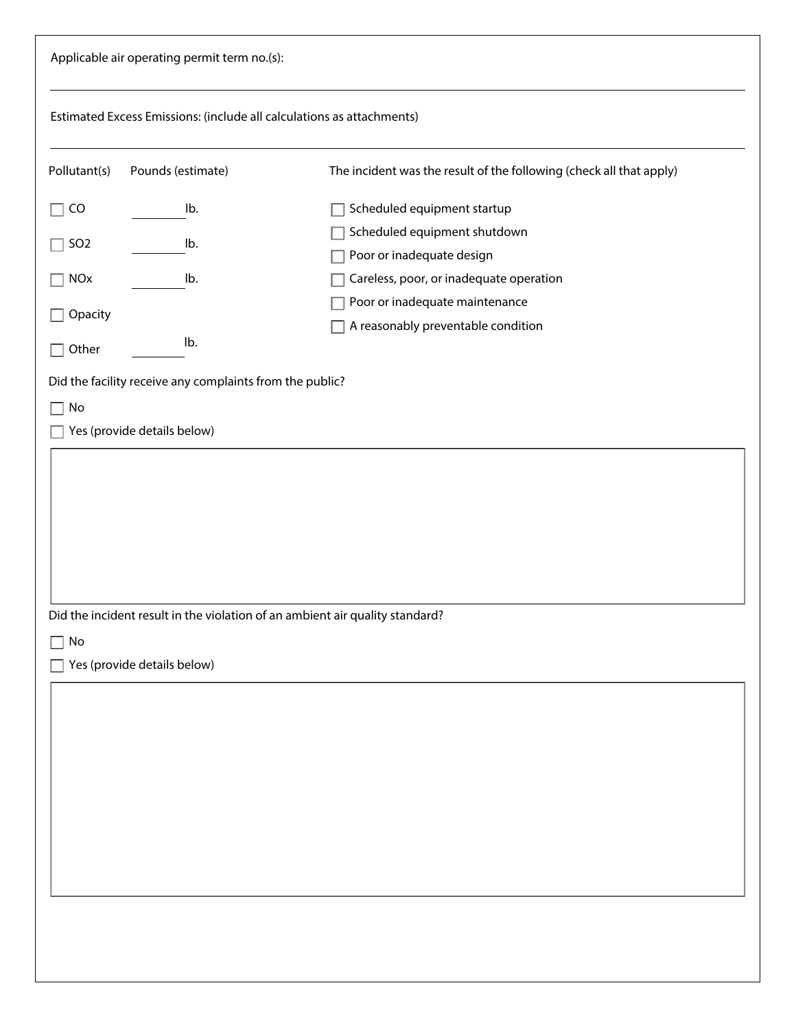Applicable air operating permit term no.(s):

---

Estimated Excess Emissions: (include all calculations as attachments)

---

| Pollutant(s) | Pounds (estimate) |
|---|---|
| ☐ CO | ________ lb. |
| ☐ SO2 | ________ lb. |
| ☐ NOx | ________ lb. |
| ☐ Opacity | |
| ☐ Other | ________ lb. |

The incident was the result of the following (check all that apply)

- ☐ Scheduled equipment startup
- ☐ Scheduled equipment shutdown
- ☐ Poor or inadequate design
- ☐ Careless, poor, or inadequate operation
- ☐ Poor or inadequate maintenance
- ☐ A reasonably preventable condition

Did the facility receive any complaints from the public?

- ☐ No
- ☐ Yes (provide details below)

Did the incident result in the violation of an ambient air quality standard?

- ☐ No
- ☐ Yes (provide details below)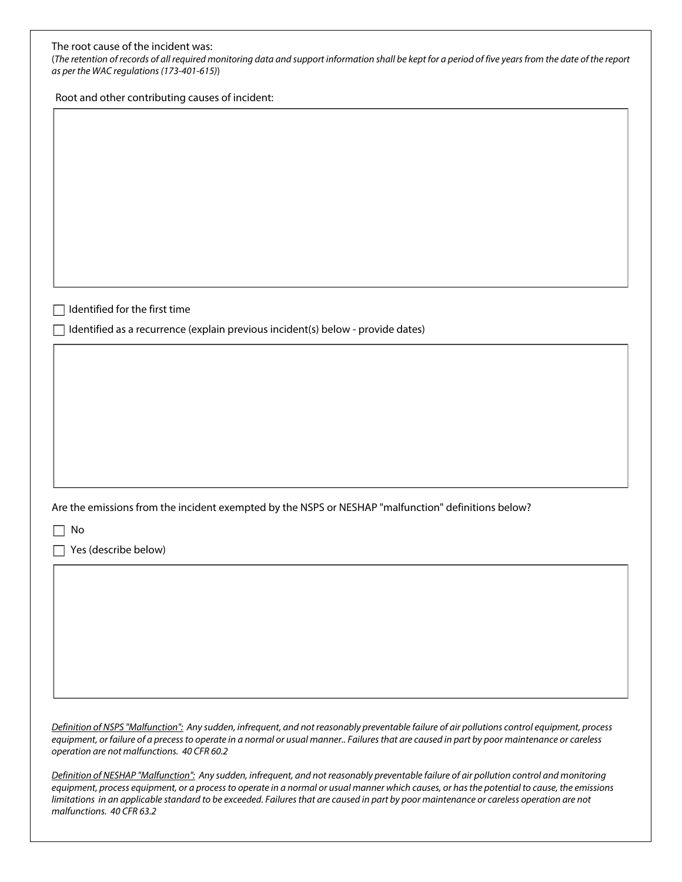The root cause of the incident was:
(*The retention of records of all required monitoring data and support information shall be kept for a period of five years from the date of the report as per the WAC regulations (173-401-615)*)

Root and other contributing causes of incident:

☐ Identified for the first time

☐ Identified as a recurrence (explain previous incident(s) below - provide dates)

Are the emissions from the incident exempted by the NSPS or NESHAP "malfunction" definitions below?

☐ No

☐ Yes (describe below)

*<u>Definition of NSPS "Malfunction":</u> Any sudden, infrequent, and not reasonably preventable failure of air pollutions control equipment, process equipment, or failure of a precess to operate in a normal or usual manner.. Failures that are caused in part by poor maintenance or careless operation are not malfunctions. 40 CFR 60.2*

*<u>Definition of NESHAP "Malfunction":</u> Any sudden, infrequent, and not reasonably preventable failure of air pollution control and monitoring equipment, process equipment, or a process to operate in a normal or usual manner which causes, or has the potential to cause, the emissions limitations in an applicable standard to be exceeded. Failures that are caused in part by poor maintenance or careless operation are not malfunctions. 40 CFR 63.2*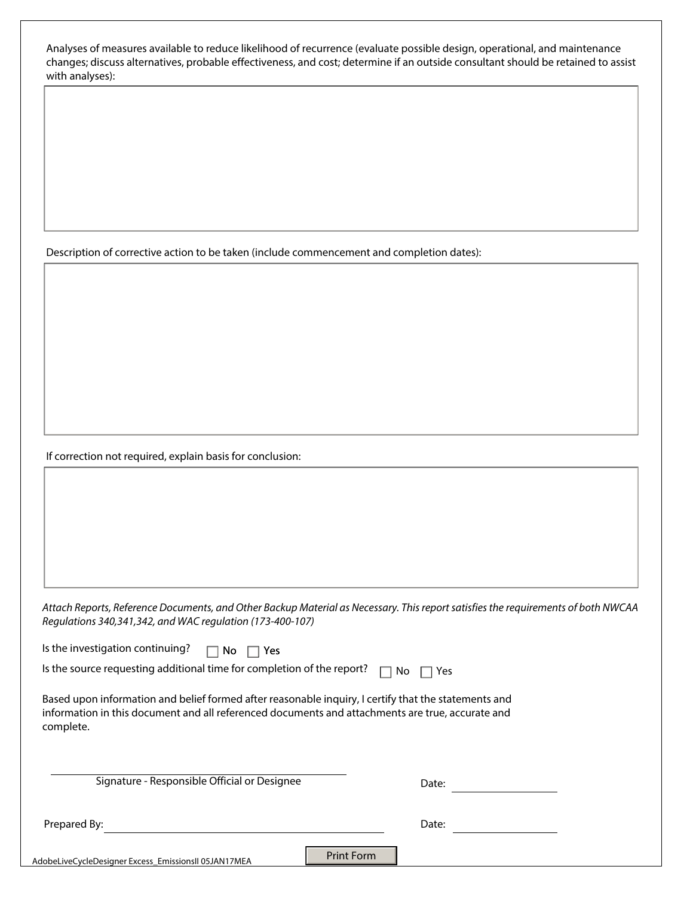Analyses of measures available to reduce likelihood of recurrence (evaluate possible design, operational, and maintenance changes; discuss alternatives, probable effectiveness, and cost; determine if an outside consultant should be retained to assist with analyses):

Description of corrective action to be taken (include commencement and completion dates):

If correction not required, explain basis for conclusion:

*Attach Reports, Reference Documents, and Other Backup Material as Necessary. This report satisfies the requirements of both NWCAA Regulations 340,341,342, and WAC regulation (173-400-107)*

Is the investigation continuing? ☐ No ☐ Yes

Is the source requesting additional time for completion of the report? ☐ No ☐ Yes

Based upon information and belief formed after reasonable inquiry, I certify that the statements and information in this document and all referenced documents and attachments are true, accurate and complete.

_______________________________
Signature - Responsible Official or Designee          Date: ____________

Prepared By: _______________________________          Date: ____________

AdobeLiveCycleDesigner Excess_EmissionsII 05JAN17MEA

Print Form